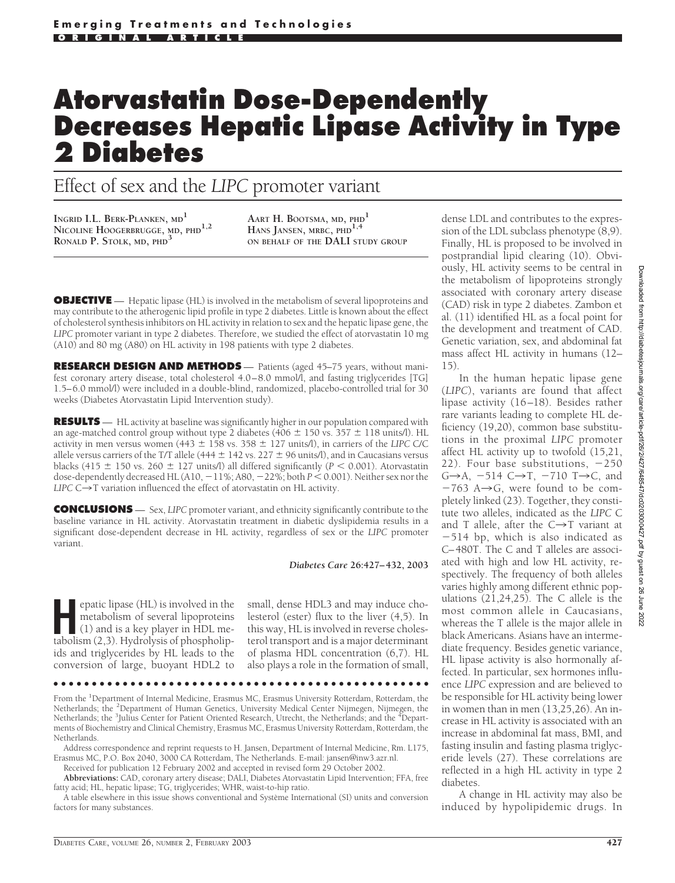**Emerging Treatments and Technologies**

ORIGINAL ARTICLE

# Atorvastatin Dose-Dependently Decreases Hepatic Lipase Activity in Type 2 Diabetes

## Effect of sex and the *LIPC* promoter variant

INGRID I.L. BERK-PLANKEN, MD[1]
NICOLINE HOOGERBRUGGE, MD, PHD[1,2]
RONALD P. STOLK, MD, PHD[3]
AART H. BOOTSMA, MD, PHD[1]
HANS JANSEN, MRBC, PHD[1,4]
ON BEHALF OF THE DALI STUDY GROUP

**OBJECTIVE** — Hepatic lipase (HL) is involved in the metabolism of several lipoproteins and may contribute to the atherogenic lipid profile in type 2 diabetes. Little is known about the effect of cholesterol synthesis inhibitors on HL activity in relation to sex and the hepatic lipase gene, the *LIPC* promoter variant in type 2 diabetes. Therefore, we studied the effect of atorvastatin 10 mg (A10) and 80 mg (A80) on HL activity in 198 patients with type 2 diabetes.

**RESEARCH DESIGN AND METHODS** — Patients (aged 45–75 years, without manifest coronary artery disease, total cholesterol 4.0–8.0 mmol/l, and fasting triglycerides [TG] 1.5–6.0 mmol/l) were included in a double-blind, randomized, placebo-controlled trial for 30 weeks (Diabetes Atorvastatin Lipid Intervention study).

**RESULTS** — HL activity at baseline was significantly higher in our population compared with an age-matched control group without type 2 diabetes (406 ± 150 vs. 357 ± 118 units/l). HL activity in men versus women (443 ± 158 vs. 358 ± 127 units/l), in carriers of the *LIPC* C/C allele versus carriers of the T/T allele (444 ± 142 vs. 227 ± 96 units/l), and in Caucasians versus blacks (415 ± 150 vs. 260 ± 127 units/l) all differed significantly ($P < 0.001$). Atorvastatin dose-dependently decreased HL (A10, −11%; A80, −22%; both $P < 0.001$). Neither sex nor the *LIPC* C→T variation influenced the effect of atorvastatin on HL activity.

**CONCLUSIONS** — Sex, *LIPC* promoter variant, and ethnicity significantly contribute to the baseline variance in HL activity. Atorvastatin treatment in diabetic dyslipidemia results in a significant dose-dependent decrease in HL activity, regardless of sex or the *LIPC* promoter variant.

*Diabetes Care* **26:427–432, 2003**

Hepatic lipase (HL) is involved in the metabolism of several lipoproteins (1) and is a key player in HDL metabolism (2,3). Hydrolysis of phospholipids and triglycerides by HL leads to the conversion of large, buoyant HDL2 to small, dense HDL3 and may induce cholesterol (ester) flux to the liver (4,5). In this way, HL is involved in reverse cholesterol transport and is a major determinant of plasma HDL concentration (6,7). HL also plays a role in the formation of small, dense LDL and contributes to the expression of the LDL subclass phenotype (8,9). Finally, HL is proposed to be involved in postprandial lipid clearing (10). Obviously, HL activity seems to be central in the metabolism of lipoproteins strongly associated with coronary artery disease (CAD) risk in type 2 diabetes. Zambon et al. (11) identified HL as a focal point for the development and treatment of CAD. Genetic variation, sex, and abdominal fat mass affect HL activity in humans (12–15).

In the human hepatic lipase gene (*LIPC*), variants are found that affect lipase activity (16–18). Besides rather rare variants leading to complete HL deficiency (19,20), common base substitutions in the proximal *LIPC* promoter affect HL activity up to twofold (15,21, 22). Four base substitutions, −250 G→A, −514 C→T, −710 T→C, and −763 A→G, were found to be completely linked (23). Together, they constitute two alleles, indicated as the *LIPC* C and T allele, after the C→T variant at −514 bp, which is also indicated as C–480T. The C and T alleles are associated with high and low HL activity, respectively. The frequency of both alleles varies highly among different ethnic populations (21,24,25). The C allele is the most common allele in Caucasians, whereas the T allele is the major allele in black Americans. Asians have an intermediate frequency. Besides genetic variance, HL lipase activity is also hormonally affected. In particular, sex hormones influence *LIPC* expression and are believed to be responsible for HL activity being lower in women than in men (13,25,26). An increase in HL activity is associated with an increase in abdominal fat mass, BMI, and fasting insulin and fasting plasma triglyceride levels (27). These correlations are reflected in a high HL activity in type 2 diabetes.

A change in HL activity may also be induced by hypolipidemic drugs. In

From the [1]Department of Internal Medicine, Erasmus MC, Erasmus University Rotterdam, Rotterdam, the Netherlands; the [2]Department of Human Genetics, University Medical Center Nijmegen, Nijmegen, the Netherlands; the [3]Julius Center for Patient Oriented Research, Utrecht, the Netherlands; and the [4]Departments of Biochemistry and Clinical Chemistry, Erasmus MC, Erasmus University Rotterdam, Rotterdam, the Netherlands.

Address correspondence and reprint requests to H. Jansen, Department of Internal Medicine, Rm. L175, Erasmus MC, P.O. Box 2040, 3000 CA Rotterdam, The Netherlands. E-mail: jansen@inw3.azr.nl.

Received for publication 12 February 2002 and accepted in revised form 29 October 2002.

**Abbreviations:** CAD, coronary artery disease; DALI, Diabetes Atorvastatin Lipid Intervention; FFA, free fatty acid; HL, hepatic lipase; TG, triglycerides; WHR, waist-to-hip ratio.

A table elsewhere in this issue shows conventional and Système International (SI) units and conversion factors for many substances.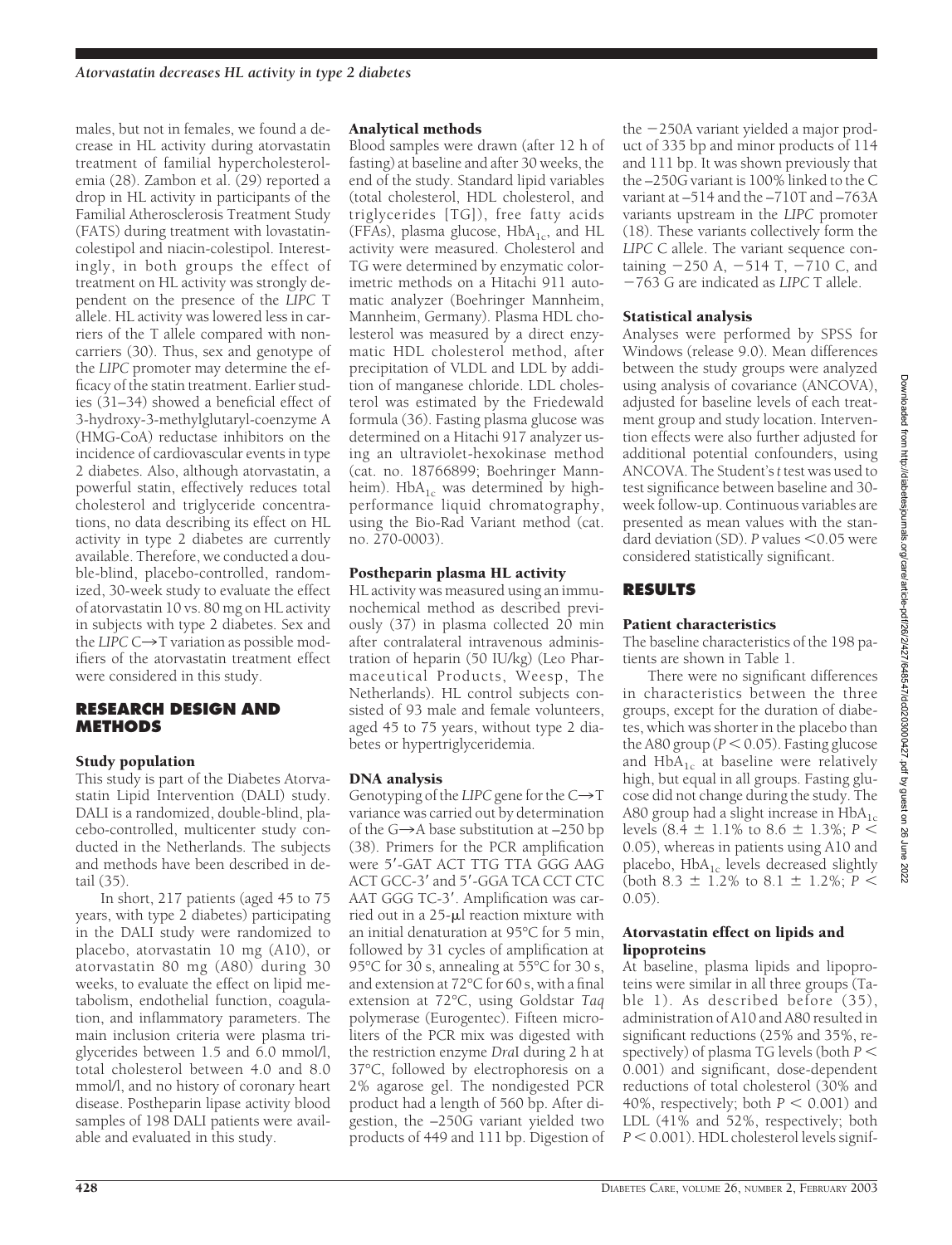males, but not in females, we found a decrease in HL activity during atorvastatin treatment of familial hypercholesterolemia (28). Zambon et al. (29) reported a drop in HL activity in participants of the Familial Atherosclerosis Treatment Study (FATS) during treatment with lovastatin-colestipol and niacin-colestipol. Interestingly, in both groups the effect of treatment on HL activity was strongly dependent on the presence of the *LIPC* T allele. HL activity was lowered less in carriers of the T allele compared with noncarriers (30). Thus, sex and genotype of the *LIPC* promoter may determine the efficacy of the statin treatment. Earlier studies (31–34) showed a beneficial effect of 3-hydroxy-3-methylglutaryl-coenzyme A (HMG-CoA) reductase inhibitors on the incidence of cardiovascular events in type 2 diabetes. Also, although atorvastatin, a powerful statin, effectively reduces total cholesterol and triglyceride concentrations, no data describing its effect on HL activity in type 2 diabetes are currently available. Therefore, we conducted a double-blind, placebo-controlled, randomized, 30-week study to evaluate the effect of atorvastatin 10 vs. 80 mg on HL activity in subjects with type 2 diabetes. Sex and the *LIPC* C→T variation as possible modifiers of the atorvastatin treatment effect were considered in this study.

## RESEARCH DESIGN AND METHODS

### Study population

This study is part of the Diabetes Atorvastatin Lipid Intervention (DALI) study. DALI is a randomized, double-blind, placebo-controlled, multicenter study conducted in the Netherlands. The subjects and methods have been described in detail (35).

In short, 217 patients (aged 45 to 75 years, with type 2 diabetes) participating in the DALI study were randomized to placebo, atorvastatin 10 mg (A10), or atorvastatin 80 mg (A80) during 30 weeks, to evaluate the effect on lipid metabolism, endothelial function, coagulation, and inflammatory parameters. The main inclusion criteria were plasma triglycerides between 1.5 and 6.0 mmol/l, total cholesterol between 4.0 and 8.0 mmol/l, and no history of coronary heart disease. Postheparin lipase activity blood samples of 198 DALI patients were available and evaluated in this study.

### Analytical methods

Blood samples were drawn (after 12 h of fasting) at baseline and after 30 weeks, the end of the study. Standard lipid variables (total cholesterol, HDL cholesterol, and triglycerides [TG]), free fatty acids (FFAs), plasma glucose, $HbA_{1c}$, and HL activity were measured. Cholesterol and TG were determined by enzymatic colorimetric methods on a Hitachi 911 automatic analyzer (Boehringer Mannheim, Mannheim, Germany). Plasma HDL cholesterol was measured by a direct enzymatic HDL cholesterol method, after precipitation of VLDL and LDL by addition of manganese chloride. LDL cholesterol was estimated by the Friedewald formula (36). Fasting plasma glucose was determined on a Hitachi 917 analyzer using an ultraviolet-hexokinase method (cat. no. 18766899; Boehringer Mannheim). $HbA_{1c}$ was determined by high-performance liquid chromatography, using the Bio-Rad Variant method (cat. no. 270-0003).

### Postheparin plasma HL activity

HL activity was measured using an immunochemical method as described previously (37) in plasma collected 20 min after contralateral intravenous administration of heparin (50 IU/kg) (Leo Pharmaceutical Products, Weesp, The Netherlands). HL control subjects consisted of 93 male and female volunteers, aged 45 to 75 years, without type 2 diabetes or hypertriglyceridemia.

### DNA analysis

Genotyping of the *LIPC* gene for the C→T variance was carried out by determination of the G→A base substitution at –250 bp (38). Primers for the PCR amplification were 5′-GAT ACT TTG TTA GGG AAG ACT GCC-3′ and 5′-GGA TCA CCT CTC AAT GGG TC-3′. Amplification was carried out in a 25-μl reaction mixture with an initial denaturation at 95°C for 5 min, followed by 31 cycles of amplification at 95°C for 30 s, annealing at 55°C for 30 s, and extension at 72°C for 60 s, with a final extension at 72°C, using Goldstar *Taq* polymerase (Eurogentec). Fifteen microliters of the PCR mix was digested with the restriction enzyme *Dra*I during 2 h at 37°C, followed by electrophoresis on a 2% agarose gel. The nondigested PCR product had a length of 560 bp. After digestion, the –250G variant yielded two products of 449 and 111 bp. Digestion of the −250A variant yielded a major product of 335 bp and minor products of 114 and 111 bp. It was shown previously that the –250G variant is 100% linked to the C variant at –514 and the –710T and –763A variants upstream in the *LIPC* promoter (18). These variants collectively form the *LIPC* C allele. The variant sequence containing −250 A, −514 T, −710 C, and −763 G are indicated as *LIPC* T allele.

### Statistical analysis

Analyses were performed by SPSS for Windows (release 9.0). Mean differences between the study groups were analyzed using analysis of covariance (ANCOVA), adjusted for baseline levels of each treatment group and study location. Intervention effects were also further adjusted for additional potential confounders, using ANCOVA. The Student's *t* test was used to test significance between baseline and 30-week follow-up. Continuous variables are presented as mean values with the standard deviation (SD). $P$ values $<0.05$ were considered statistically significant.

## RESULTS

### Patient characteristics

The baseline characteristics of the 198 patients are shown in Table 1.

There were no significant differences in characteristics between the three groups, except for the duration of diabetes, which was shorter in the placebo than the A80 group ($P < 0.05$). Fasting glucose and $HbA_{1c}$ at baseline were relatively high, but equal in all groups. Fasting glucose did not change during the study. The A80 group had a slight increase in $HbA_{1c}$ levels (8.4 ± 1.1% to 8.6 ± 1.3%; $P < 0.05$), whereas in patients using A10 and placebo, $HbA_{1c}$ levels decreased slightly (both 8.3 ± 1.2% to 8.1 ± 1.2%; $P < 0.05$).

### Atorvastatin effect on lipids and lipoproteins

At baseline, plasma lipids and lipoproteins were similar in all three groups (Table 1). As described before (35), administration of A10 and A80 resulted in significant reductions (25% and 35%, respectively) of plasma TG levels (both $P < 0.001$) and significant, dose-dependent reductions of total cholesterol (30% and 40%, respectively; both $P < 0.001$) and LDL (41% and 52%, respectively; both $P < 0.001$). HDL cholesterol levels signif-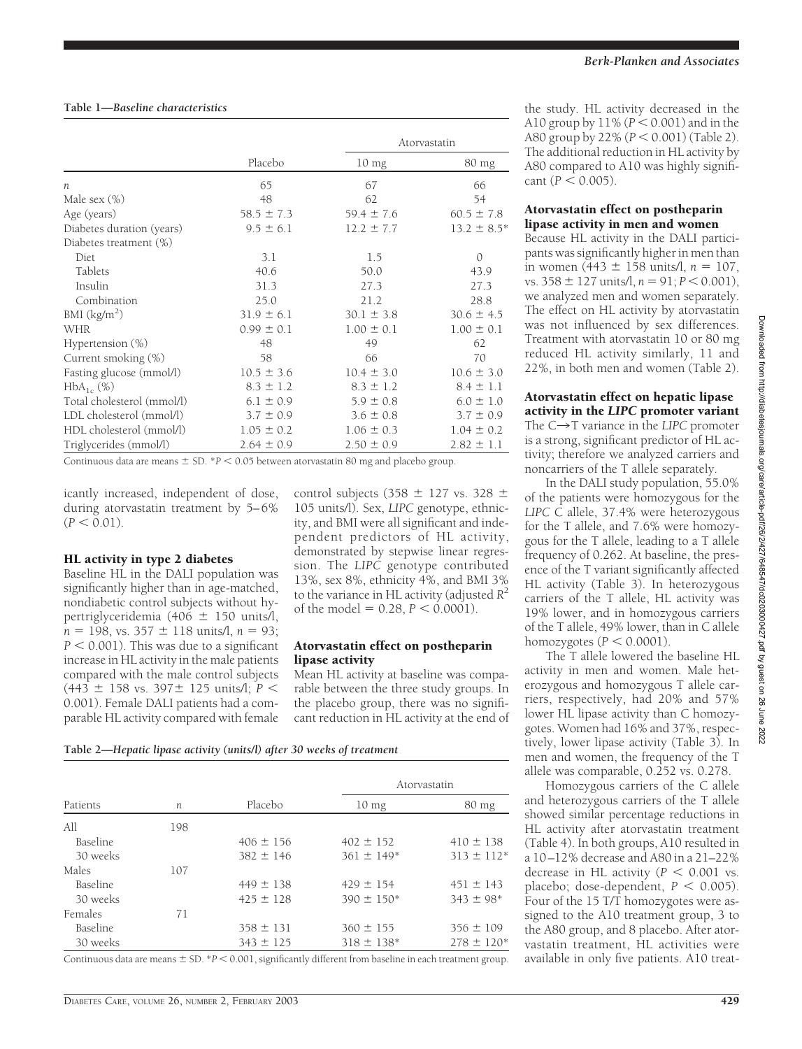**Table 1—*Baseline characteristics***

| | Placebo | Atorvastatin | |
|---|---|---|---|
| | | 10 mg | 80 mg |
| *n* | 65 | 67 | 66 |
| Male sex (%) | 48 | 62 | 54 |
| Age (years) | 58.5 ± 7.3 | 59.4 ± 7.6 | 60.5 ± 7.8 |
| Diabetes duration (years) | 9.5 ± 6.1 | 12.2 ± 7.7 | 13.2 ± 8.5* |
| Diabetes treatment (%) | | | |
| Diet | 3.1 | 1.5 | 0 |
| Tablets | 40.6 | 50.0 | 43.9 |
| Insulin | 31.3 | 27.3 | 27.3 |
| Combination | 25.0 | 21.2 | 28.8 |
| BMI (kg/m$^2$) | 31.9 ± 6.1 | 30.1 ± 3.8 | 30.6 ± 4.5 |
| WHR | 0.99 ± 0.1 | 1.00 ± 0.1 | 1.00 ± 0.1 |
| Hypertension (%) | 48 | 49 | 62 |
| Current smoking (%) | 58 | 66 | 70 |
| Fasting glucose (mmol/l) | 10.5 ± 3.6 | 10.4 ± 3.0 | 10.6 ± 3.0 |
| $HbA_{1c}$ (%) | 8.3 ± 1.2 | 8.3 ± 1.2 | 8.4 ± 1.1 |
| Total cholesterol (mmol/l) | 6.1 ± 0.9 | 5.9 ± 0.8 | 6.0 ± 1.0 |
| LDL cholesterol (mmol/l) | 3.7 ± 0.9 | 3.6 ± 0.8 | 3.7 ± 0.9 |
| HDL cholesterol (mmol/l) | 1.05 ± 0.2 | 1.06 ± 0.3 | 1.04 ± 0.2 |
| Triglycerides (mmol/l) | 2.64 ± 0.9 | 2.50 ± 0.9 | 2.82 ± 1.1 |

Continuous data are means ± SD. *$P < 0.05$ between atorvastatin 80 mg and placebo group.

icantly increased, independent of dose, during atorvastatin treatment by 5–6% ($P < 0.01$).

### HL activity in type 2 diabetes

Baseline HL in the DALI population was significantly higher than in age-matched, nondiabetic control subjects without hypertriglyceridemia (406 ± 150 units/l, $n$ = 198, vs. 357 ± 118 units/l, $n$ = 93; $P < 0.001$). This was due to a significant increase in HL activity in the male patients compared with the male control subjects (443 ± 158 vs. 397± 125 units/l; $P <$ 0.001). Female DALI patients had a comparable HL activity compared with female control subjects (358 ± 127 vs. 328 ± 105 units/l). Sex, *LIPC* genotype, ethnicity, and BMI were all significant and independent predictors of HL activity, demonstrated by stepwise linear regression. The *LIPC* genotype contributed 13%, sex 8%, ethnicity 4%, and BMI 3% to the variance in HL activity (adjusted $R^2$ of the model = 0.28, $P < 0.0001$).

### Atorvastatin effect on postheparin lipase activity

Mean HL activity at baseline was comparable between the three study groups. In the placebo group, there was no significant reduction in HL activity at the end of the study. HL activity decreased in the A10 group by 11% ($P < 0.001$) and in the A80 group by 22% ($P < 0.001$) (Table 2). The additional reduction in HL activity by A80 compared to A10 was highly significant ($P < 0.005$).

**Table 2—*Hepatic lipase activity (units/l) after 30 weeks of treatment***

| Patients | *n* | Placebo | Atorvastatin | |
|---|---|---|---|---|
| | | | 10 mg | 80 mg |
| All | 198 | | | |
| Baseline | | 406 ± 156 | 402 ± 152 | 410 ± 138 |
| 30 weeks | | 382 ± 146 | 361 ± 149* | 313 ± 112* |
| Males | 107 | | | |
| Baseline | | 449 ± 138 | 429 ± 154 | 451 ± 143 |
| 30 weeks | | 425 ± 128 | 390 ± 150* | 343 ± 98* |
| Females | 71 | | | |
| Baseline | | 358 ± 131 | 360 ± 155 | 356 ± 109 |
| 30 weeks | | 343 ± 125 | 318 ± 138* | 278 ± 120* |

Continuous data are means ± SD. *$P < 0.001$, significantly different from baseline in each treatment group.

### Atorvastatin effect on postheparin lipase activity in men and women

Because HL activity in the DALI participants was significantly higher in men than in women (443 ± 158 units/l, $n$ = 107, vs. 358 ± 127 units/l, $n$ = 91; $P < 0.001$), we analyzed men and women separately. The effect on HL activity by atorvastatin was not influenced by sex differences. Treatment with atorvastatin 10 or 80 mg reduced HL activity similarly, 11 and 22%, in both men and women (Table 2).

### Atorvastatin effect on hepatic lipase activity in the *LIPC* promoter variant

The C→T variance in the *LIPC* promoter is a strong, significant predictor of HL activity; therefore we analyzed carriers and noncarriers of the T allele separately.

In the DALI study population, 55.0% of the patients were homozygous for the *LIPC* C allele, 37.4% were heterozygous for the T allele, and 7.6% were homozygous for the T allele, leading to a T allele frequency of 0.262. At baseline, the presence of the T variant significantly affected HL activity (Table 3). In heterozygous carriers of the T allele, HL activity was 19% lower, and in homozygous carriers of the T allele, 49% lower, than in C allele homozygotes ($P < 0.0001$).

The T allele lowered the baseline HL activity in men and women. Male heterozygous and homozygous T allele carriers, respectively, had 20% and 57% lower HL lipase activity than C homozygotes. Women had 16% and 37%, respectively, lower lipase activity (Table 3). In men and women, the frequency of the T allele was comparable, 0.252 vs. 0.278.

Homozygous carriers of the C allele and heterozygous carriers of the T allele showed similar percentage reductions in HL activity after atorvastatin treatment (Table 4). In both groups, A10 resulted in a 10–12% decrease and A80 in a 21–22% decrease in HL activity ($P < 0.001$ vs. placebo; dose-dependent, $P < 0.005$). Four of the 15 T/T homozygotes were assigned to the A10 treatment group, 3 to the A80 group, and 8 placebo. After atorvastatin treatment, HL activities were available in only five patients. A10 treat-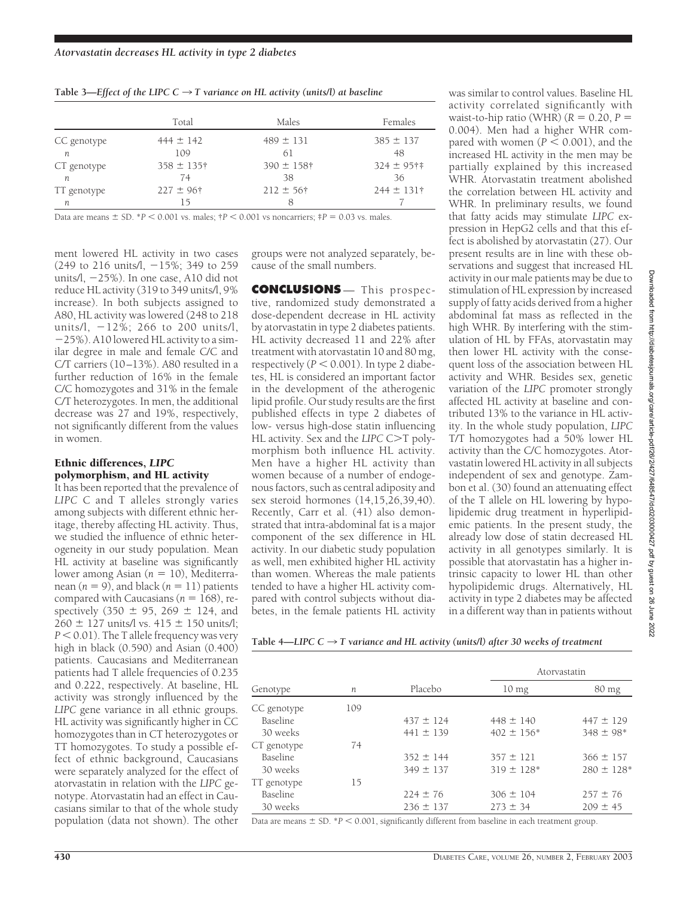**Table 3—Effect of the LIPC C → T variance on HL activity (units/l) at baseline**

| | Total | Males | Females |
|---|---|---|---|
| CC genotype | 444 ± 142 | 489 ± 131 | 385 ± 137 |
| *n* | 109 | 61 | 48 |
| CT genotype | 358 ± 135† | 390 ± 158† | 324 ± 95†‡ |
| *n* | 74 | 38 | 36 |
| TT genotype | 227 ± 96† | 212 ± 56† | 244 ± 131† |
| *n* | 15 | 8 | 7 |

Data are means ± SD. $*P < 0.001$ vs. males; $†P < 0.001$ vs noncarriers; $‡P = 0.03$ vs. males.

ment lowered HL activity in two cases (249 to 216 units/l, −15%; 349 to 259 units/l, −25%). In one case, A10 did not reduce HL activity (319 to 349 units/l, 9% increase). In both subjects assigned to A80, HL activity was lowered (248 to 218 units/l, −12%; 266 to 200 units/l, −25%). A10 lowered HL activity to a similar degree in male and female C/C and C/T carriers (10–13%). A80 resulted in a further reduction of 16% in the female C/C homozygotes and 31% in the female C/T heterozygotes. In men, the additional decrease was 27 and 19%, respectively, not significantly different from the values in women.

### Ethnic differences, *LIPC* polymorphism, and HL activity

It has been reported that the prevalence of *LIPC* C and T alleles strongly varies among subjects with different ethnic heritage, thereby affecting HL activity. Thus, we studied the influence of ethnic heterogeneity in our study population. Mean HL activity at baseline was significantly lower among Asian ($n = 10$), Mediterranean ($n = 9$), and black ($n = 11$) patients compared with Caucasians ($n = 168$), respectively (350 ± 95, 269 ± 124, and 260 ± 127 units/l vs. 415 ± 150 units/l; $P < 0.01$). The T allele frequency was very high in black (0.590) and Asian (0.400) patients. Caucasians and Mediterranean patients had T allele frequencies of 0.235 and 0.222, respectively. At baseline, HL activity was strongly influenced by the *LIPC* gene variance in all ethnic groups. HL activity was significantly higher in CC homozygotes than in CT heterozygotes or TT homozygotes. To study a possible effect of ethnic background, Caucasians were separately analyzed for the effect of atorvastatin in relation with the *LIPC* genotype. Atorvastatin had an effect in Caucasians similar to that of the whole study population (data not shown). The other groups were not analyzed separately, because of the small numbers.

## CONCLUSIONS

This prospective, randomized study demonstrated a dose-dependent decrease in HL activity by atorvastatin in type 2 diabetes patients. HL activity decreased 11 and 22% after treatment with atorvastatin 10 and 80 mg, respectively ($P < 0.001$). In type 2 diabetes, HL is considered an important factor in the development of the atherogenic lipid profile. Our study results are the first published effects in type 2 diabetes of low- versus high-dose statin influencing HL activity. Sex and the *LIPC* C>T polymorphism both influence HL activity. Men have a higher HL activity than women because of a number of endogenous factors, such as central adiposity and sex steroid hormones (14,15,26,39,40). Recently, Carr et al. (41) also demonstrated that intra-abdominal fat is a major component of the sex difference in HL activity. In our diabetic study population as well, men exhibited higher HL activity than women. Whereas the male patients tended to have a higher HL activity compared with control subjects without diabetes, in the female patients HL activity was similar to control values. Baseline HL activity correlated significantly with waist-to-hip ratio (WHR) ($R = 0.20$, $P = 0.004$). Men had a higher WHR compared with women ($P < 0.001$), and the increased HL activity in the men may be partially explained by this increased WHR. Atorvastatin treatment abolished the correlation between HL activity and WHR. In preliminary results, we found that fatty acids may stimulate *LIPC* expression in HepG2 cells and that this effect is abolished by atorvastatin (27). Our present results are in line with these observations and suggest that increased HL activity in our male patients may be due to stimulation of HL expression by increased supply of fatty acids derived from a higher abdominal fat mass as reflected in the high WHR. By interfering with the stimulation of HL by FFAs, atorvastatin may then lower HL activity with the consequent loss of the association between HL activity and WHR. Besides sex, genetic variation of the *LIPC* promoter strongly affected HL activity at baseline and contributed 13% to the variance in HL activity. In the whole study population, *LIPC* T/T homozygotes had a 50% lower HL activity than the C/C homozygotes. Atorvastatin lowered HL activity in all subjects independent of sex and genotype. Zambon et al. (30) found an attenuating effect of the T allele on HL lowering by hypolipidemic drug treatment in hyperlipidemic patients. In the present study, the already low dose of statin decreased HL activity in all genotypes similarly. It is possible that atorvastatin has a higher intrinsic capacity to lower HL than other hypolipidemic drugs. Alternatively, HL activity in type 2 diabetes may be affected in a different way than in patients without

**Table 4—LIPC C → T variance and HL activity (units/l) after 30 weeks of treatment**

| Genotype | *n* | Placebo | Atorvastatin 10 mg | Atorvastatin 80 mg |
|---|---|---|---|---|
| CC genotype | 109 | | | |
| Baseline | | 437 ± 124 | 448 ± 140 | 447 ± 129 |
| 30 weeks | | 441 ± 139 | 402 ± 156* | 348 ± 98* |
| CT genotype | 74 | | | |
| Baseline | | 352 ± 144 | 357 ± 121 | 366 ± 157 |
| 30 weeks | | 349 ± 137 | 319 ± 128* | 280 ± 128* |
| TT genotype | 15 | | | |
| Baseline | | 224 ± 76 | 306 ± 104 | 257 ± 76 |
| 30 weeks | | 236 ± 137 | 273 ± 34 | 209 ± 45 |

Data are means ± SD. $*P < 0.001$, significantly different from baseline in each treatment group.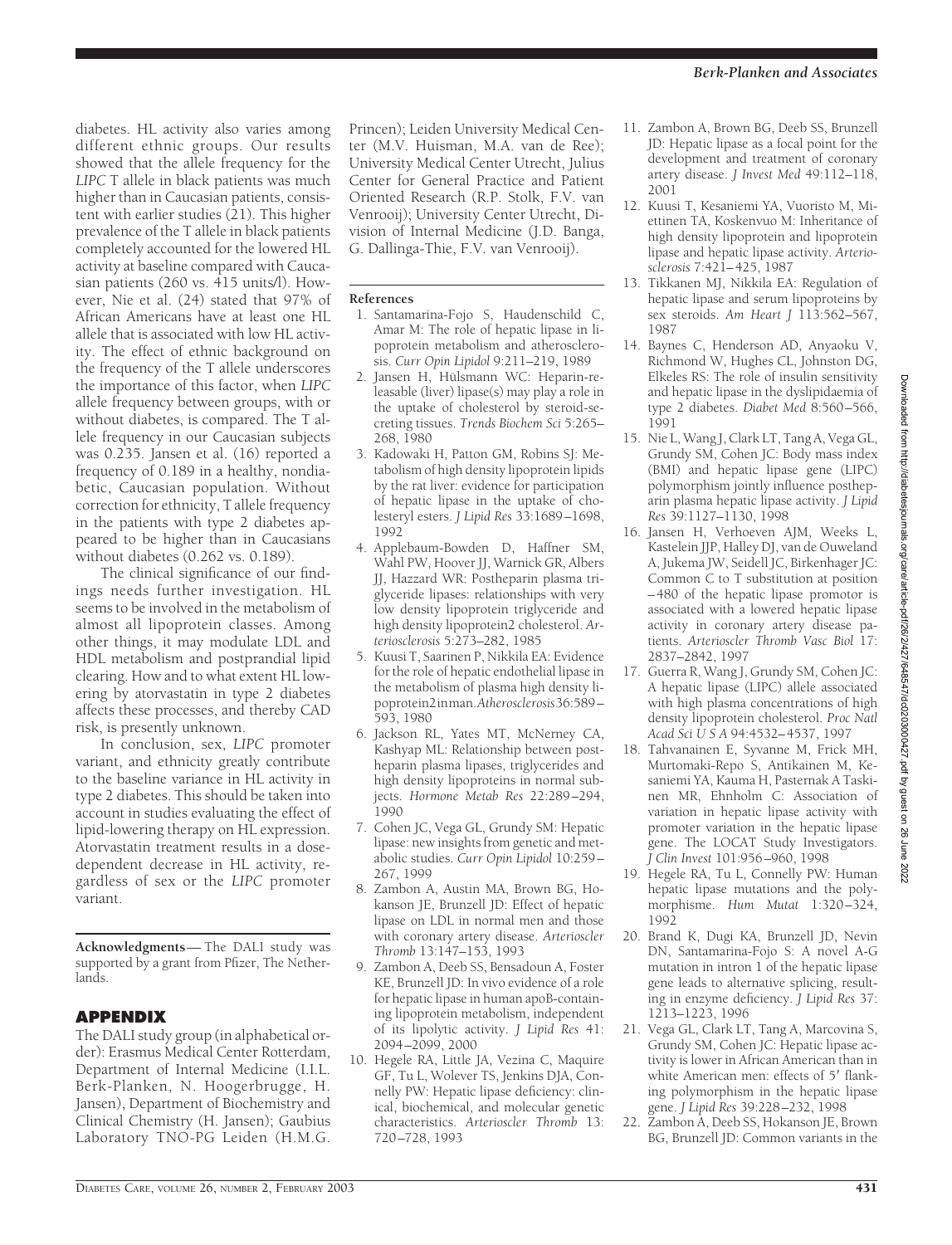diabetes. HL activity also varies among different ethnic groups. Our results showed that the allele frequency for the *LIPC* T allele in black patients was much higher than in Caucasian patients, consistent with earlier studies (21). This higher prevalence of the T allele in black patients completely accounted for the lowered HL activity at baseline compared with Caucasian patients (260 vs. 415 units/l). However, Nie et al. (24) stated that 97% of African Americans have at least one HL allele that is associated with low HL activity. The effect of ethnic background on the frequency of the T allele underscores the importance of this factor, when *LIPC* allele frequency between groups, with or without diabetes, is compared. The T allele frequency in our Caucasian subjects was 0.235. Jansen et al. (16) reported a frequency of 0.189 in a healthy, nondiabetic, Caucasian population. Without correction for ethnicity, T allele frequency in the patients with type 2 diabetes appeared to be higher than in Caucasians without diabetes (0.262 vs. 0.189).

The clinical significance of our findings needs further investigation. HL seems to be involved in the metabolism of almost all lipoprotein classes. Among other things, it may modulate LDL and HDL metabolism and postprandial lipid clearing. How and to what extent HL lowering by atorvastatin in type 2 diabetes affects these processes, and thereby CAD risk, is presently unknown.

In conclusion, sex, *LIPC* promoter variant, and ethnicity greatly contribute to the baseline variance in HL activity in type 2 diabetes. This should be taken into account in studies evaluating the effect of lipid-lowering therapy on HL expression. Atorvastatin treatment results in a dose-dependent decrease in HL activity, regardless of sex or the *LIPC* promoter variant.

**Acknowledgments**— The DALI study was supported by a grant from Pfizer, The Netherlands.

## APPENDIX

The DALI study group (in alphabetical order): Erasmus Medical Center Rotterdam, Department of Internal Medicine (I.I.L. Berk-Planken, N. Hoogerbrugge, H. Jansen), Department of Biochemistry and Clinical Chemistry (H. Jansen); Gaubius Laboratory TNO-PG Leiden (H.M.G. Princen); Leiden University Medical Center (M.V. Huisman, M.A. van de Ree); University Medical Center Utrecht, Julius Center for General Practice and Patient Oriented Research (R.P. Stolk, F.V. van Venrooij); University Center Utrecht, Division of Internal Medicine (J.D. Banga, G. Dallinga-Thie, F.V. van Venrooij).

## References

1. Santamarina-Fojo S, Haudenschild C, Amar M: The role of hepatic lipase in lipoprotein metabolism and atherosclerosis. *Curr Opin Lipidol* 9:211–219, 1989
2. Jansen H, Hülsmann WC: Heparin-releasable (liver) lipase(s) may play a role in the uptake of cholesterol by steroid-secreting tissues. *Trends Biochem Sci* 5:265–268, 1980
3. Kadowaki H, Patton GM, Robins SJ: Metabolism of high density lipoprotein lipids by the rat liver: evidence for participation of hepatic lipase in the uptake of cholesteryl esters. *J Lipid Res* 33:1689–1698, 1992
4. Applebaum-Bowden D, Haffner SM, Wahl PW, Hoover JJ, Warnick GR, Albers JJ, Hazzard WR: Postheparin plasma triglyceride lipases: relationships with very low density lipoprotein triglyceride and high density lipoprotein2 cholesterol. *Arteriosclerosis* 5:273–282, 1985
5. Kuusi T, Saarinen P, Nikkila EA: Evidence for the role of hepatic endothelial lipase in the metabolism of plasma high density lipoprotein2 in man. *Atherosclerosis* 36:589–593, 1980
6. Jackson RL, Yates MT, McNerney CA, Kashyap ML: Relationship between post-heparin plasma lipases, triglycerides and high density lipoproteins in normal subjects. *Hormone Metab Res* 22:289–294, 1990
7. Cohen JC, Vega GL, Grundy SM: Hepatic lipase: new insights from genetic and metabolic studies. *Curr Opin Lipidol* 10:259–267, 1999
8. Zambon A, Austin MA, Brown BG, Hokanson JE, Brunzell JD: Effect of hepatic lipase on LDL in normal men and those with coronary artery disease. *Arterioscler Thromb* 13:147–153, 1993
9. Zambon A, Deeb SS, Bensadoun A, Foster KE, Brunzell JD: In vivo evidence of a role for hepatic lipase in human apoB-containing lipoprotein metabolism, independent of its lipolytic activity. *J Lipid Res* 41: 2094–2099, 2000
10. Hegele RA, Little JA, Vezina C, Maquire GF, Tu L, Wolever TS, Jenkins DJA, Connelly PW: Hepatic lipase deficiency: clinical, biochemical, and molecular genetic characteristics. *Arterioscler Thromb* 13: 720–728, 1993
11. Zambon A, Brown BG, Deeb SS, Brunzell JD: Hepatic lipase as a focal point for the development and treatment of coronary artery disease. *J Invest Med* 49:112–118, 2001
12. Kuusi T, Kesaniemi YA, Vuoristo M, Miettinen TA, Koskenvuo M: Inheritance of high density lipoprotein and lipoprotein lipase and hepatic lipase activity. *Arteriosclerosis* 7:421–425, 1987
13. Tikkanen MJ, Nikkila EA: Regulation of hepatic lipase and serum lipoproteins by sex steroids. *Am Heart J* 113:562–567, 1987
14. Baynes C, Henderson AD, Anyaoku V, Richmond W, Hughes CL, Johnston DG, Elkeles RS: The role of insulin sensitivity and hepatic lipase in the dyslipidaemia of type 2 diabetes. *Diabet Med* 8:560–566, 1991
15. Nie L, Wang J, Clark LT, Tang A, Vega GL, Grundy SM, Cohen JC: Body mass index (BMI) and hepatic lipase gene (LIPC) polymorphism jointly influence postheparin plasma hepatic lipase activity. *J Lipid Res* 39:1127–1130, 1998
16. Jansen H, Verhoeven AJM, Weeks L, Kastelein JJP, Halley DJ, van de Ouweland A, Jukema JW, Seidell JC, Birkenhager JC: Common C to T substitution at position −480 of the hepatic lipase promotor is associated with a lowered hepatic lipase activity in coronary artery disease patients. *Arterioscler Thromb Vasc Biol* 17: 2837–2842, 1997
17. Guerra R, Wang J, Grundy SM, Cohen JC: A hepatic lipase (LIPC) allele associated with high plasma concentrations of high density lipoprotein cholesterol. *Proc Natl Acad Sci U S A* 94:4532–4537, 1997
18. Tahvanainen E, Syvanne M, Frick MH, Murtomaki-Repo S, Antikainen M, Kesaniemi YA, Kauma H, Pasternak A Taskinen MR, Ehnholm C: Association of variation in hepatic lipase activity with promoter variation in the hepatic lipase gene. The LOCAT Study Investigators. *J Clin Invest* 101:956–960, 1998
19. Hegele RA, Tu L, Connelly PW: Human hepatic lipase mutations and the polymorphisme. *Hum Mutat* 1:320–324, 1992
20. Brand K, Dugi KA, Brunzell JD, Nevin DN, Santamarina-Fojo S: A novel A-G mutation in intron 1 of the hepatic lipase gene leads to alternative splicing, resulting in enzyme deficiency. *J Lipid Res* 37: 1213–1223, 1996
21. Vega GL, Clark LT, Tang A, Marcovina S, Grundy SM, Cohen JC: Hepatic lipase activity is lower in African American than in white American men: effects of 5′ flanking polymorphism in the hepatic lipase gene. *J Lipid Res* 39:228–232, 1998
22. Zambon A, Deeb SS, Hokanson JE, Brown BG, Brunzell JD: Common variants in the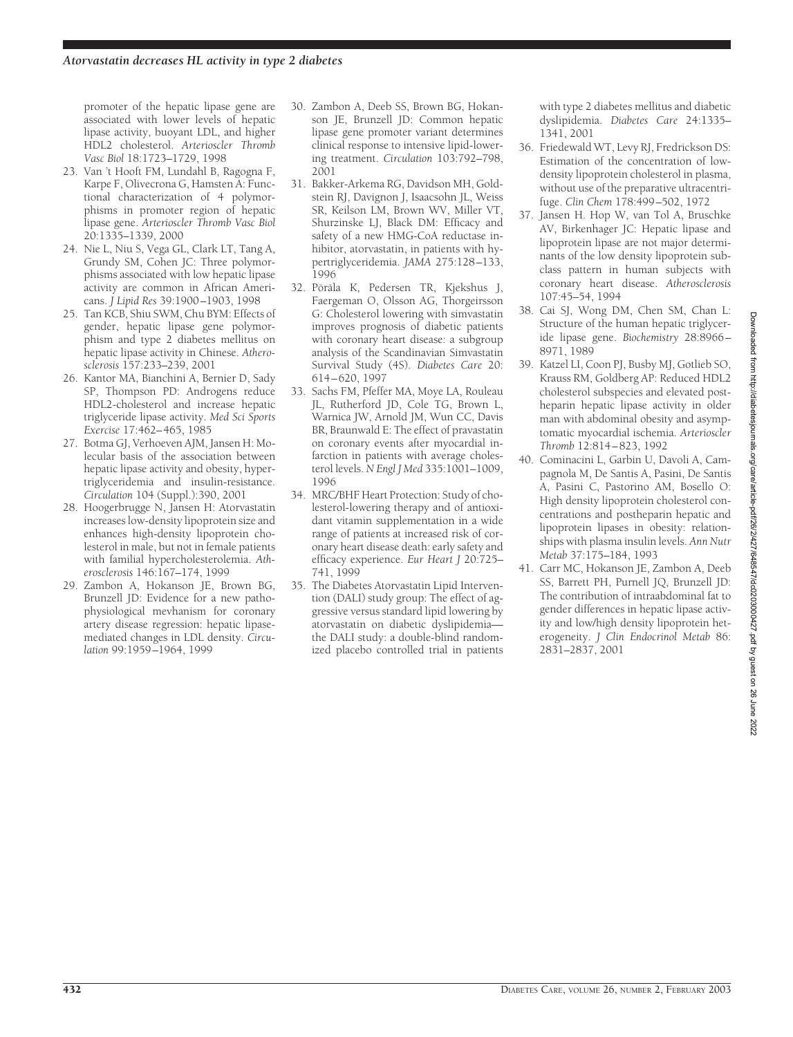promoter of the hepatic lipase gene are associated with lower levels of hepatic lipase activity, buoyant LDL, and higher HDL2 cholesterol. *Arterioscler Thromb Vasc Biol* 18:1723–1729, 1998

23. Van 't Hooft FM, Lundahl B, Ragogna F, Karpe F, Olivecrona G, Hamsten A: Functional characterization of 4 polymorphisms in promoter region of hepatic lipase gene. *Arterioscler Thromb Vasc Biol* 20:1335–1339, 2000
24. Nie L, Niu S, Vega GL, Clark LT, Tang A, Grundy SM, Cohen JC: Three polymorphisms associated with low hepatic lipase activity are common in African Americans. *J Lipid Res* 39:1900–1903, 1998
25. Tan KCB, Shiu SWM, Chu BYM: Effects of gender, hepatic lipase gene polymorphism and type 2 diabetes mellitus on hepatic lipase activity in Chinese. *Atherosclerosis* 157:233–239, 2001
26. Kantor MA, Bianchini A, Bernier D, Sady SP, Thompson PD: Androgens reduce HDL2-cholesterol and increase hepatic triglyceride lipase activity. *Med Sci Sports Exercise* 17:462–465, 1985
27. Botma GJ, Verhoeven AJM, Jansen H: Molecular basis of the association between hepatic lipase activity and obesity, hypertriglyceridemia and insulin-resistance. *Circulation* 104 (Suppl.):390, 2001
28. Hoogerbrugge N, Jansen H: Atorvastatin increases low-density lipoprotein size and enhances high-density lipoprotein cholesterol in male, but not in female patients with familial hypercholesterolemia. *Atherosclerosis* 146:167–174, 1999
29. Zambon A, Hokanson JE, Brown BG, Brunzell JD: Evidence for a new pathophysiological mevhanism for coronary artery disease regression: hepatic lipase-mediated changes in LDL density. *Circulation* 99:1959–1964, 1999
30. Zambon A, Deeb SS, Brown BG, Hokanson JE, Brunzell JD: Common hepatic lipase gene promoter variant determines clinical response to intensive lipid-lowering treatment. *Circulation* 103:792–798, 2001
31. Bakker-Arkema RG, Davidson MH, Goldstein RJ, Davignon J, Isaacsohn JL, Weiss SR, Keilson LM, Brown WV, Miller VT, Shurzinske LJ, Black DM: Efficacy and safety of a new HMG-CoA reductase inhibitor, atorvastatin, in patients with hypertriglyceridemia. *JAMA* 275:128–133, 1996
32. Pörälä K, Pedersen TR, Kjekshus J, Faergeman O, Olsson AG, Thorgeirsson G: Cholesterol lowering with simvastatin improves prognosis of diabetic patients with coronary heart disease: a subgroup analysis of the Scandinavian Simvastatin Survival Study (4S). *Diabetes Care* 20: 614–620, 1997
33. Sachs FM, Pfeffer MA, Moye LA, Rouleau JL, Rutherford JD, Cole TG, Brown L, Warnica JW, Arnold JM, Wun CC, Davis BR, Braunwald E: The effect of pravastatin on coronary events after myocardial infarction in patients with average cholesterol levels. *N Engl J Med* 335:1001–1009, 1996
34. MRC/BHF Heart Protection: Study of cholesterol-lowering therapy and of antioxidant vitamin supplementation in a wide range of patients at increased risk of coronary heart disease death: early safety and efficacy experience. *Eur Heart J* 20:725–741, 1999
35. The Diabetes Atorvastatin Lipid Intervention (DALI) study group: The effect of aggressive versus standard lipid lowering by atorvastatin on diabetic dyslipidemia—the DALI study: a double-blind randomized placebo controlled trial in patients with type 2 diabetes mellitus and diabetic dyslipidemia. *Diabetes Care* 24:1335–1341, 2001
36. Friedewald WT, Levy RJ, Fredrickson DS: Estimation of the concentration of low-density lipoprotein cholesterol in plasma, without use of the preparative ultracentrifuge. *Clin Chem* 178:499–502, 1972
37. Jansen H. Hop W, van Tol A, Bruschke AV, Birkenhager JC: Hepatic lipase and lipoprotein lipase are not major determinants of the low density lipoprotein subclass pattern in human subjects with coronary heart disease. *Atherosclerosis* 107:45–54, 1994
38. Cai SJ, Wong DM, Chen SM, Chan L: Structure of the human hepatic triglyceride lipase gene. *Biochemistry* 28:8966–8971, 1989
39. Katzel LI, Coon PJ, Busby MJ, Gotlieb SO, Krauss RM, Goldberg AP: Reduced HDL2 cholesterol subspecies and elevated postheparin hepatic lipase activity in older man with abdominal obesity and asymptomatic myocardial ischemia. *Arterioscler Thromb* 12:814–823, 1992
40. Cominacini L, Garbin U, Davoli A, Campagnola M, De Santis A, Pasini, De Santis A, Pasini C, Pastorino AM, Bosello O: High density lipoprotein cholesterol concentrations and postheparin hepatic and lipoprotein lipases in obesity: relationships with plasma insulin levels. *Ann Nutr Metab* 37:175–184, 1993
41. Carr MC, Hokanson JE, Zambon A, Deeb SS, Barrett PH, Purnell JQ, Brunzell JD: The contribution of intraabdominal fat to gender differences in hepatic lipase activity and low/high density lipoprotein heterogeneity. *J Clin Endocrinol Metab* 86: 2831–2837, 2001